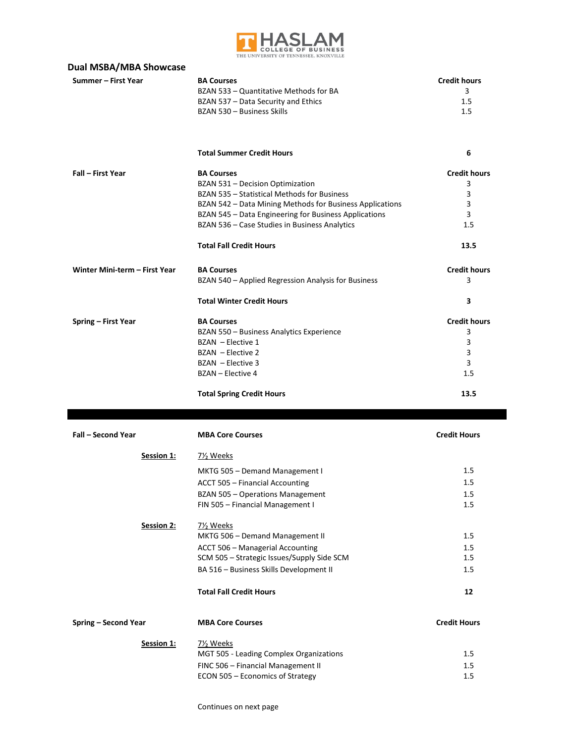HASLAM COLLEGE OF BUSINESS
THE UNIVERSITY OF TENNESSEE, KNOXVILLE

## Dual MSBA/MBA Showcase

| Summer – First Year | BA Courses | Credit hours |
|---|---|---|
| | BZAN 533 – Quantitative Methods for BA | 3 |
| | BZAN 537 – Data Security and Ethics | 1.5 |
| | BZAN 530 – Business Skills | 1.5 |
| | **Total Summer Credit Hours** | **6** |

| Fall – First Year | BA Courses | Credit hours |
|---|---|---|
| | BZAN 531 – Decision Optimization | 3 |
| | BZAN 535 – Statistical Methods for Business | 3 |
| | BZAN 542 – Data Mining Methods for Business Applications | 3 |
| | BZAN 545 – Data Engineering for Business Applications | 3 |
| | BZAN 536 – Case Studies in Business Analytics | 1.5 |
| | **Total Fall Credit Hours** | **13.5** |

| Winter Mini-term – First Year | BA Courses | Credit hours |
|---|---|---|
| | BZAN 540 – Applied Regression Analysis for Business | 3 |
| | **Total Winter Credit Hours** | **3** |

| Spring – First Year | BA Courses | Credit hours |
|---|---|---|
| | BZAN 550 – Business Analytics Experience | 3 |
| | BZAN – Elective 1 | 3 |
| | BZAN – Elective 2 | 3 |
| | BZAN – Elective 3 | 3 |
| | BZAN – Elective 4 | 1.5 |
| | **Total Spring Credit Hours** | **13.5** |

---

| Fall – Second Year | MBA Core Courses | Credit Hours |
|---|---|---|
| **Session 1:** | 7½ Weeks | |
| | MKTG 505 – Demand Management I | 1.5 |
| | ACCT 505 – Financial Accounting | 1.5 |
| | BZAN 505 – Operations Management | 1.5 |
| | FIN 505 – Financial Management I | 1.5 |
| **Session 2:** | 7½ Weeks | |
| | MKTG 506 – Demand Management II | 1.5 |
| | ACCT 506 – Managerial Accounting | 1.5 |
| | SCM 505 – Strategic Issues/Supply Side SCM | 1.5 |
| | BA 516 – Business Skills Development II | 1.5 |
| | **Total Fall Credit Hours** | **12** |

| Spring – Second Year | MBA Core Courses | Credit Hours |
|---|---|---|
| **Session 1:** | 7½ Weeks | |
| | MGT 505 - Leading Complex Organizations | 1.5 |
| | FINC 506 – Financial Management II | 1.5 |
| | ECON 505 – Economics of Strategy | 1.5 |

Continues on next page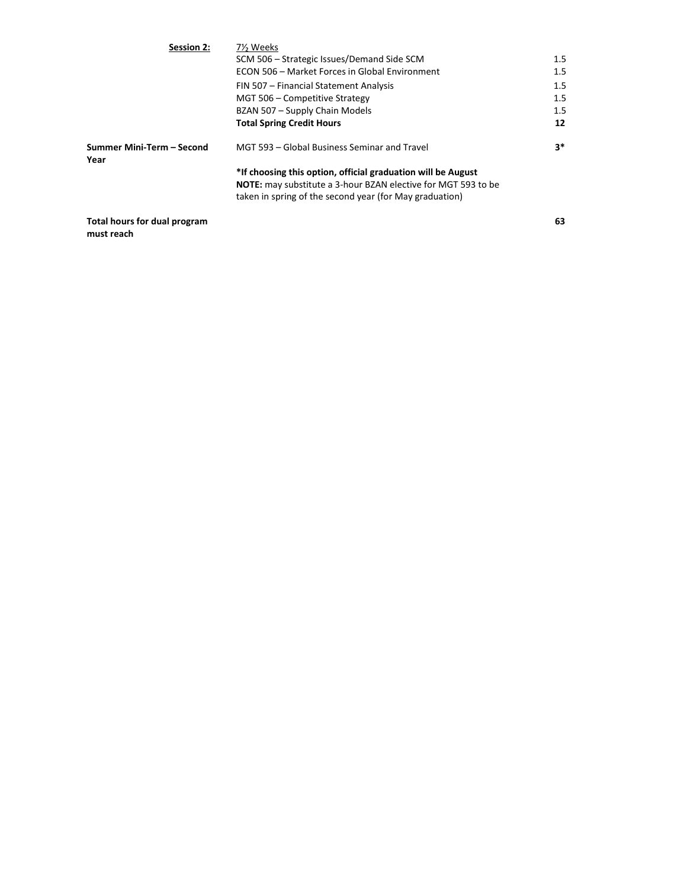| | | |
|---|---|---|
| **Session 2:** | 7½ Weeks | |
| | SCM 506 – Strategic Issues/Demand Side SCM | 1.5 |
| | ECON 506 – Market Forces in Global Environment | 1.5 |
| | FIN 507 – Financial Statement Analysis | 1.5 |
| | MGT 506 – Competitive Strategy | 1.5 |
| | BZAN 507 – Supply Chain Models | 1.5 |
| | **Total Spring Credit Hours** | **12** |
| **Summer Mini-Term – Second Year** | MGT 593 – Global Business Seminar and Travel | **3*** |
| | ***If choosing this option, official graduation will be August** **NOTE:** may substitute a 3-hour BZAN elective for MGT 593 to be taken in spring of the second year (for May graduation) | |
| **Total hours for dual program must reach** | | **63** |